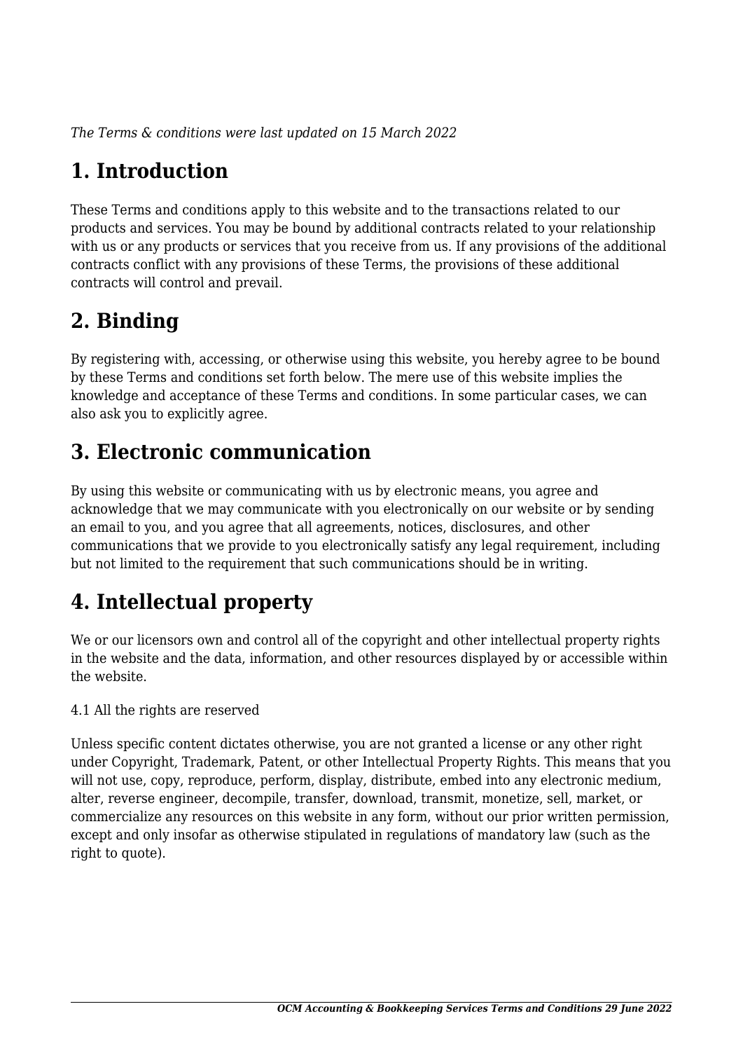*The Terms & conditions were last updated on 15 March 2022*

# 1. Introduction

These Terms and conditions apply to this website and to the transactions related to our products and services. You may be bound by additional contracts related to your relationship with us or any products or services that you receive from us. If any provisions of the additional contracts conflict with any provisions of these Terms, the provisions of these additional contracts will control and prevail.

# 2. Binding

By registering with, accessing, or otherwise using this website, you hereby agree to be bound by these Terms and conditions set forth below. The mere use of this website implies the knowledge and acceptance of these Terms and conditions. In some particular cases, we can also ask you to explicitly agree.

# 3. Electronic communication

By using this website or communicating with us by electronic means, you agree and acknowledge that we may communicate with you electronically on our website or by sending an email to you, and you agree that all agreements, notices, disclosures, and other communications that we provide to you electronically satisfy any legal requirement, including but not limited to the requirement that such communications should be in writing.

# 4. Intellectual property

We or our licensors own and control all of the copyright and other intellectual property rights in the website and the data, information, and other resources displayed by or accessible within the website.

4.1 All the rights are reserved

Unless specific content dictates otherwise, you are not granted a license or any other right under Copyright, Trademark, Patent, or other Intellectual Property Rights. This means that you will not use, copy, reproduce, perform, display, distribute, embed into any electronic medium, alter, reverse engineer, decompile, transfer, download, transmit, monetize, sell, market, or commercialize any resources on this website in any form, without our prior written permission, except and only insofar as otherwise stipulated in regulations of mandatory law (such as the right to quote).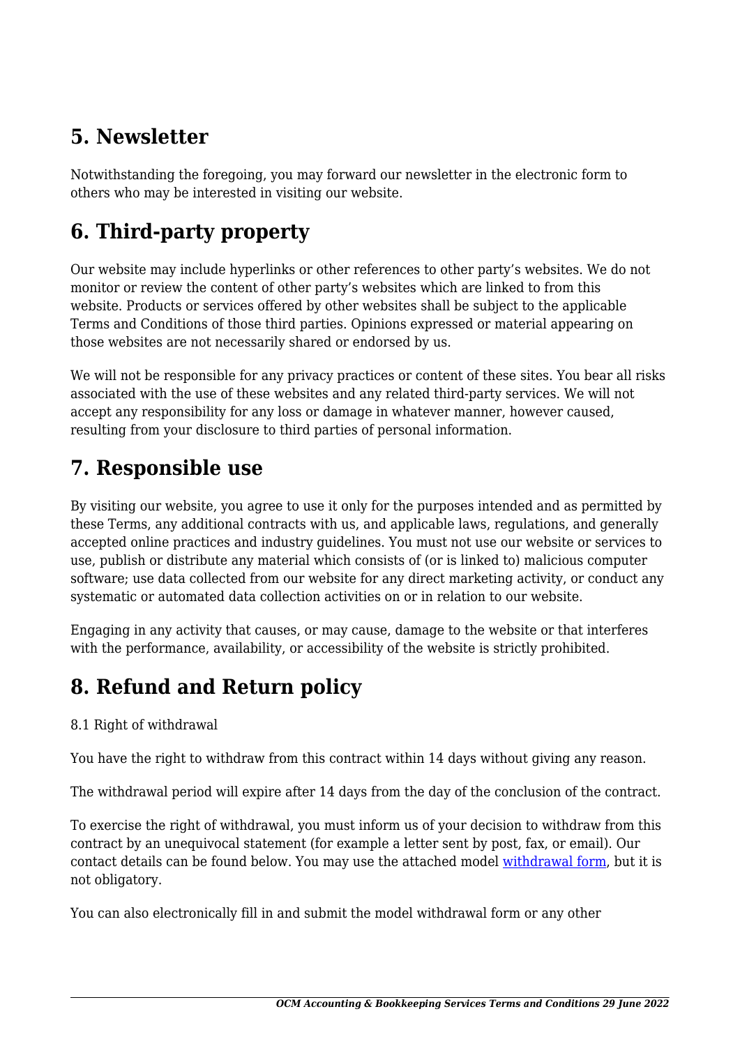## 5. Newsletter

Notwithstanding the foregoing, you may forward our newsletter in the electronic form to others who may be interested in visiting our website.

## 6. Third-party property

Our website may include hyperlinks or other references to other party's websites. We do not monitor or review the content of other party's websites which are linked to from this website. Products or services offered by other websites shall be subject to the applicable Terms and Conditions of those third parties. Opinions expressed or material appearing on those websites are not necessarily shared or endorsed by us.

We will not be responsible for any privacy practices or content of these sites. You bear all risks associated with the use of these websites and any related third-party services. We will not accept any responsibility for any loss or damage in whatever manner, however caused, resulting from your disclosure to third parties of personal information.

## 7. Responsible use

By visiting our website, you agree to use it only for the purposes intended and as permitted by these Terms, any additional contracts with us, and applicable laws, regulations, and generally accepted online practices and industry guidelines. You must not use our website or services to use, publish or distribute any material which consists of (or is linked to) malicious computer software; use data collected from our website for any direct marketing activity, or conduct any systematic or automated data collection activities on or in relation to our website.

Engaging in any activity that causes, or may cause, damage to the website or that interferes with the performance, availability, or accessibility of the website is strictly prohibited.

## 8. Refund and Return policy

8.1 Right of withdrawal

You have the right to withdraw from this contract within 14 days without giving any reason.

The withdrawal period will expire after 14 days from the day of the conclusion of the contract.

To exercise the right of withdrawal, you must inform us of your decision to withdraw from this contract by an unequivocal statement (for example a letter sent by post, fax, or email). Our contact details can be found below. You may use the attached model withdrawal form, but it is not obligatory.

You can also electronically fill in and submit the model withdrawal form or any other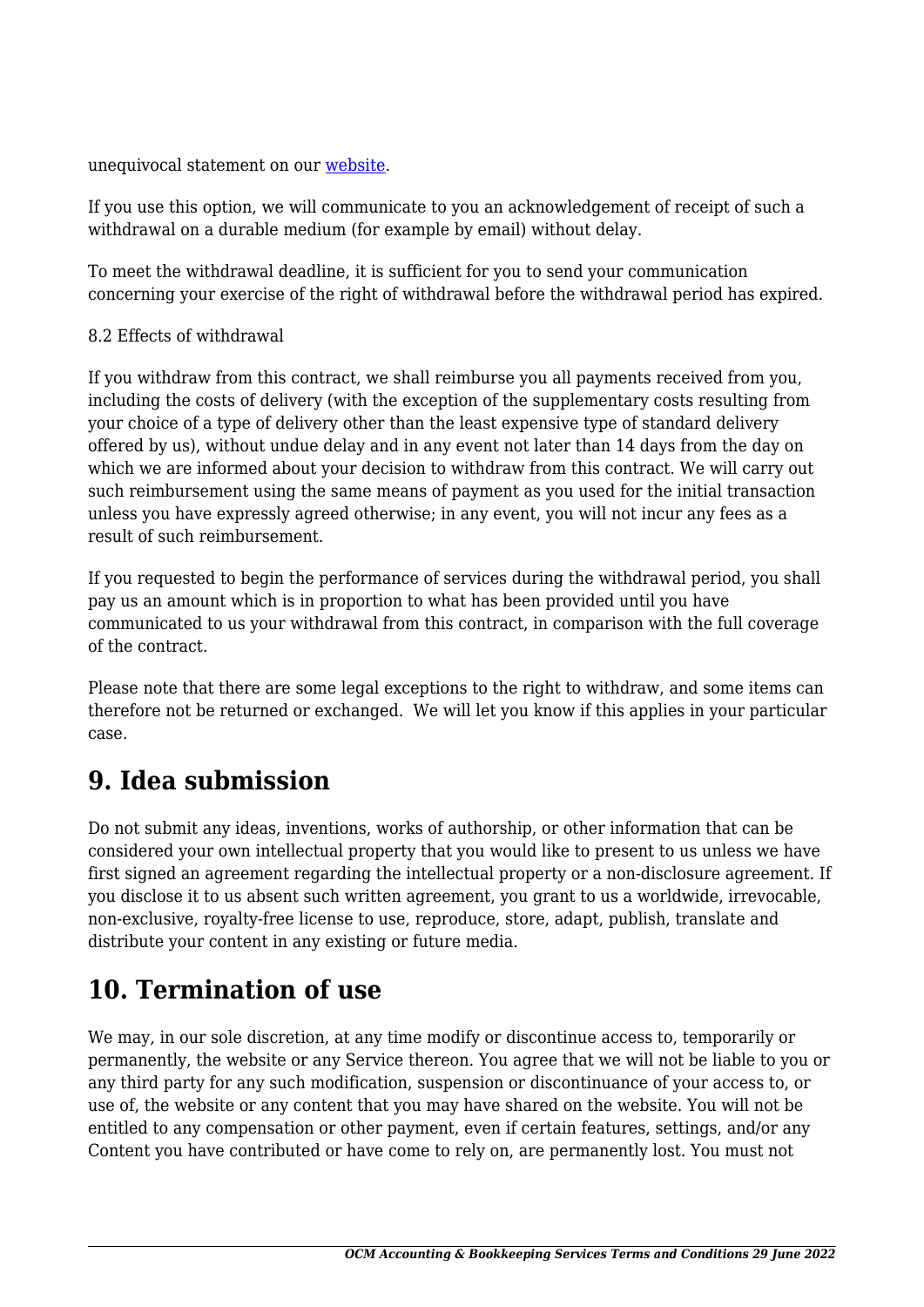unequivocal statement on our [website](website).

If you use this option, we will communicate to you an acknowledgement of receipt of such a withdrawal on a durable medium (for example by email) without delay.

To meet the withdrawal deadline, it is sufficient for you to send your communication concerning your exercise of the right of withdrawal before the withdrawal period has expired.

8.2 Effects of withdrawal

If you withdraw from this contract, we shall reimburse you all payments received from you, including the costs of delivery (with the exception of the supplementary costs resulting from your choice of a type of delivery other than the least expensive type of standard delivery offered by us), without undue delay and in any event not later than 14 days from the day on which we are informed about your decision to withdraw from this contract. We will carry out such reimbursement using the same means of payment as you used for the initial transaction unless you have expressly agreed otherwise; in any event, you will not incur any fees as a result of such reimbursement.

If you requested to begin the performance of services during the withdrawal period, you shall pay us an amount which is in proportion to what has been provided until you have communicated to us your withdrawal from this contract, in comparison with the full coverage of the contract.

Please note that there are some legal exceptions to the right to withdraw, and some items can therefore not be returned or exchanged.  We will let you know if this applies in your particular case.

## 9. Idea submission

Do not submit any ideas, inventions, works of authorship, or other information that can be considered your own intellectual property that you would like to present to us unless we have first signed an agreement regarding the intellectual property or a non-disclosure agreement. If you disclose it to us absent such written agreement, you grant to us a worldwide, irrevocable, non-exclusive, royalty-free license to use, reproduce, store, adapt, publish, translate and distribute your content in any existing or future media.

## 10. Termination of use

We may, in our sole discretion, at any time modify or discontinue access to, temporarily or permanently, the website or any Service thereon. You agree that we will not be liable to you or any third party for any such modification, suspension or discontinuance of your access to, or use of, the website or any content that you may have shared on the website. You will not be entitled to any compensation or other payment, even if certain features, settings, and/or any Content you have contributed or have come to rely on, are permanently lost. You must not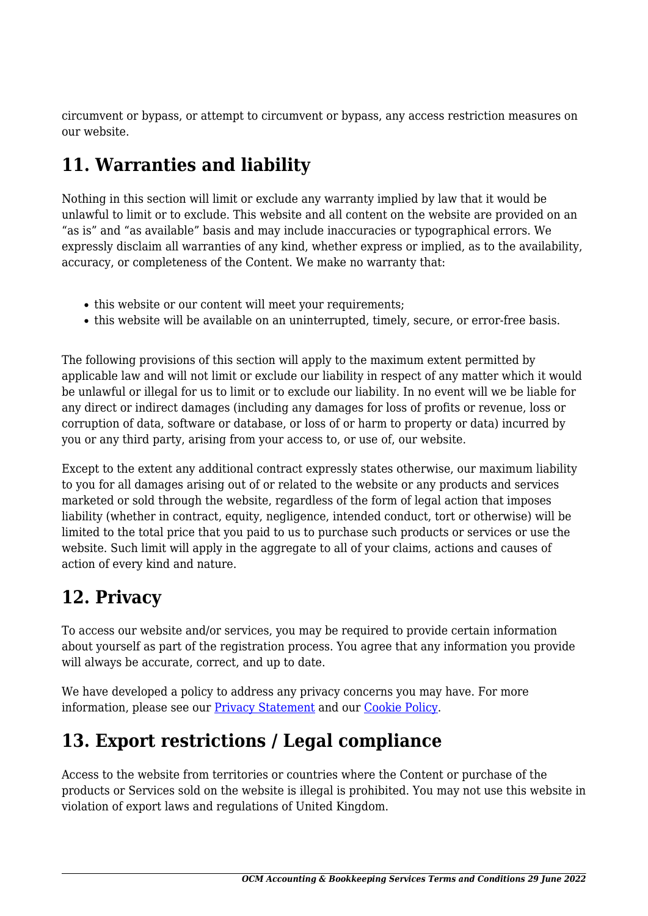circumvent or bypass, or attempt to circumvent or bypass, any access restriction measures on our website.

## 11. Warranties and liability

Nothing in this section will limit or exclude any warranty implied by law that it would be unlawful to limit or to exclude. This website and all content on the website are provided on an “as is” and “as available” basis and may include inaccuracies or typographical errors. We expressly disclaim all warranties of any kind, whether express or implied, as to the availability, accuracy, or completeness of the Content. We make no warranty that:

- this website or our content will meet your requirements;
- this website will be available on an uninterrupted, timely, secure, or error-free basis.

The following provisions of this section will apply to the maximum extent permitted by applicable law and will not limit or exclude our liability in respect of any matter which it would be unlawful or illegal for us to limit or to exclude our liability. In no event will we be liable for any direct or indirect damages (including any damages for loss of profits or revenue, loss or corruption of data, software or database, or loss of or harm to property or data) incurred by you or any third party, arising from your access to, or use of, our website.

Except to the extent any additional contract expressly states otherwise, our maximum liability to you for all damages arising out of or related to the website or any products and services marketed or sold through the website, regardless of the form of legal action that imposes liability (whether in contract, equity, negligence, intended conduct, tort or otherwise) will be limited to the total price that you paid to us to purchase such products or services or use the website. Such limit will apply in the aggregate to all of your claims, actions and causes of action of every kind and nature.

## 12. Privacy

To access our website and/or services, you may be required to provide certain information about yourself as part of the registration process. You agree that any information you provide will always be accurate, correct, and up to date.

We have developed a policy to address any privacy concerns you may have. For more information, please see our [Privacy Statement]() and our [Cookie Policy]().

## 13. Export restrictions / Legal compliance

Access to the website from territories or countries where the Content or purchase of the products or Services sold on the website is illegal is prohibited. You may not use this website in violation of export laws and regulations of United Kingdom.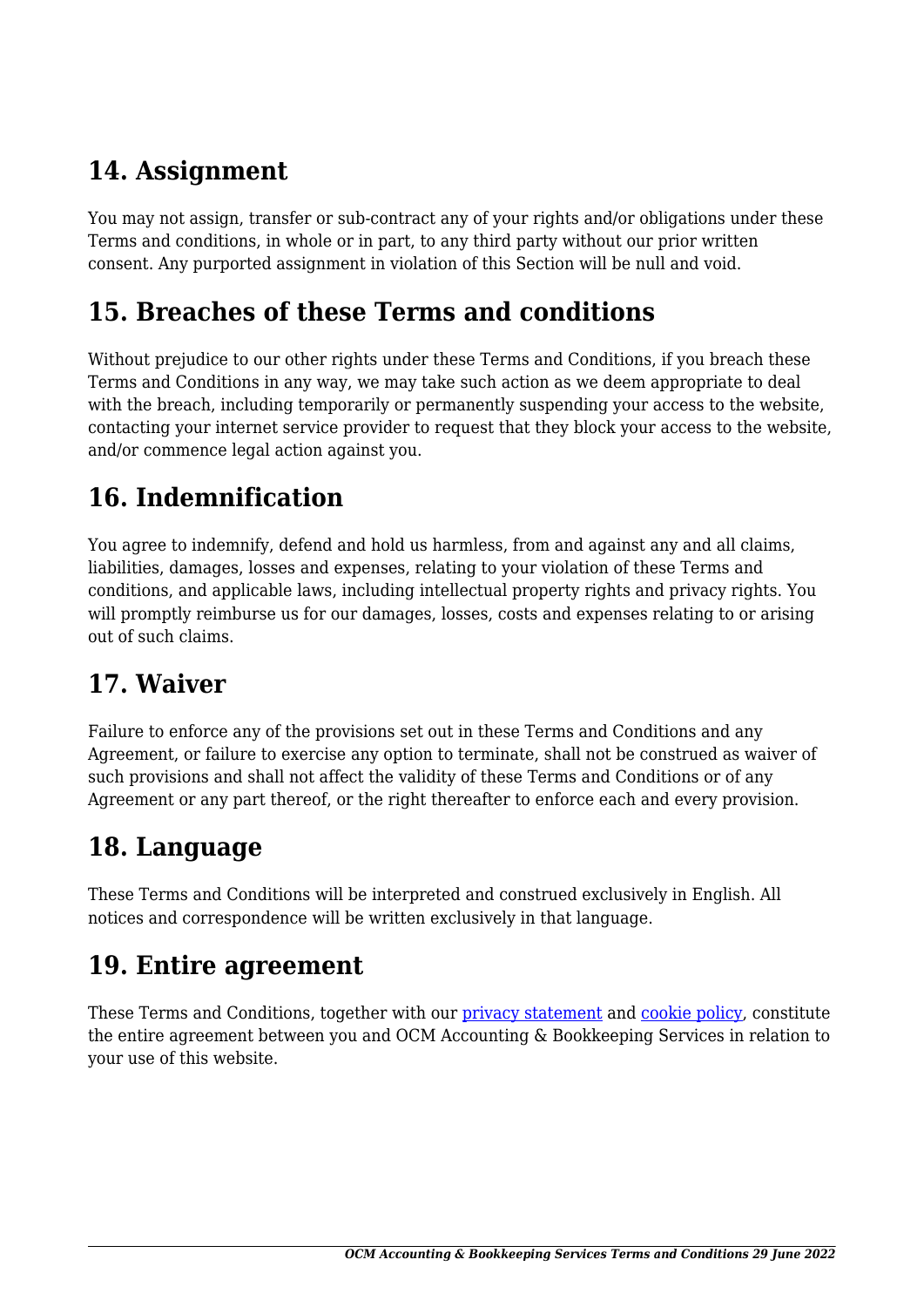## 14. Assignment

You may not assign, transfer or sub-contract any of your rights and/or obligations under these Terms and conditions, in whole or in part, to any third party without our prior written consent. Any purported assignment in violation of this Section will be null and void.

## 15. Breaches of these Terms and conditions

Without prejudice to our other rights under these Terms and Conditions, if you breach these Terms and Conditions in any way, we may take such action as we deem appropriate to deal with the breach, including temporarily or permanently suspending your access to the website, contacting your internet service provider to request that they block your access to the website, and/or commence legal action against you.

## 16. Indemnification

You agree to indemnify, defend and hold us harmless, from and against any and all claims, liabilities, damages, losses and expenses, relating to your violation of these Terms and conditions, and applicable laws, including intellectual property rights and privacy rights. You will promptly reimburse us for our damages, losses, costs and expenses relating to or arising out of such claims.

## 17. Waiver

Failure to enforce any of the provisions set out in these Terms and Conditions and any Agreement, or failure to exercise any option to terminate, shall not be construed as waiver of such provisions and shall not affect the validity of these Terms and Conditions or of any Agreement or any part thereof, or the right thereafter to enforce each and every provision.

## 18. Language

These Terms and Conditions will be interpreted and construed exclusively in English. All notices and correspondence will be written exclusively in that language.

## 19. Entire agreement

These Terms and Conditions, together with our [privacy statement] and [cookie policy], constitute the entire agreement between you and OCM Accounting & Bookkeeping Services in relation to your use of this website.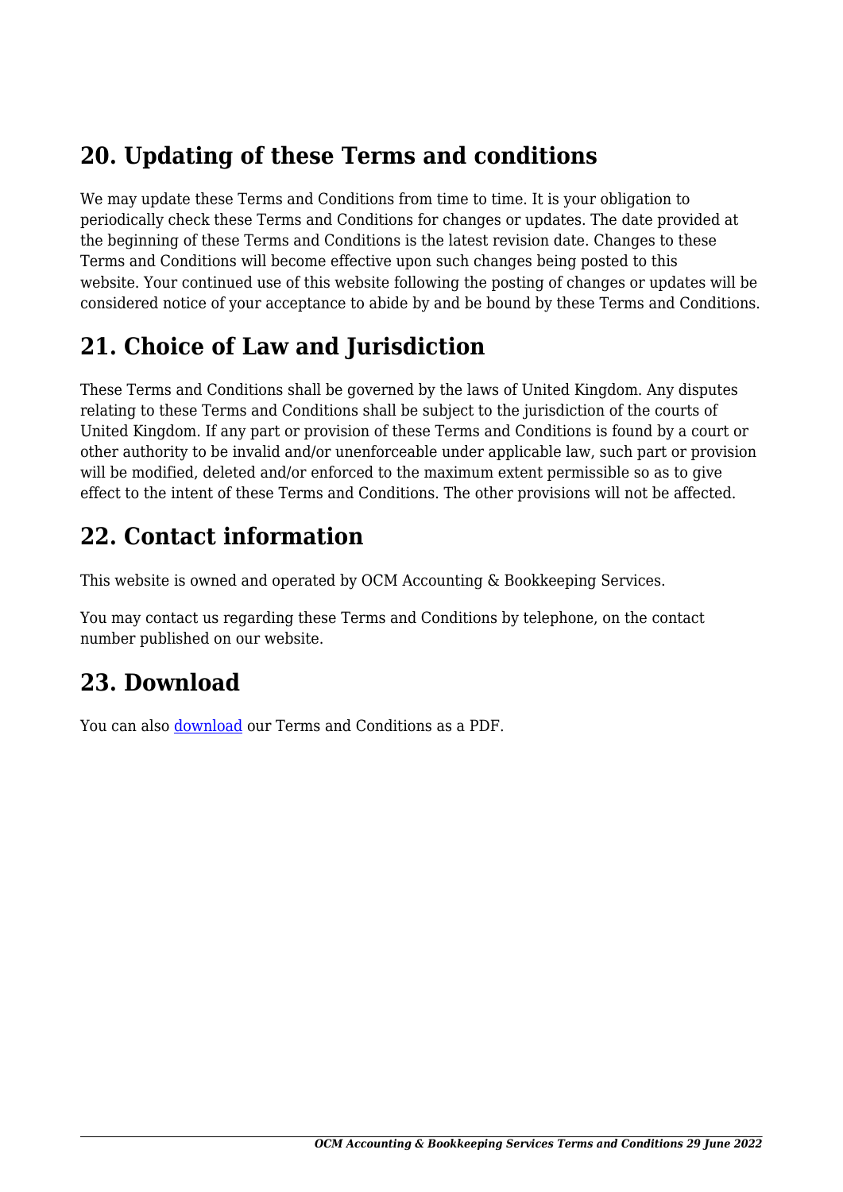## 20. Updating of these Terms and conditions

We may update these Terms and Conditions from time to time. It is your obligation to periodically check these Terms and Conditions for changes or updates. The date provided at the beginning of these Terms and Conditions is the latest revision date. Changes to these Terms and Conditions will become effective upon such changes being posted to this website. Your continued use of this website following the posting of changes or updates will be considered notice of your acceptance to abide by and be bound by these Terms and Conditions.

## 21. Choice of Law and Jurisdiction

These Terms and Conditions shall be governed by the laws of United Kingdom. Any disputes relating to these Terms and Conditions shall be subject to the jurisdiction of the courts of United Kingdom. If any part or provision of these Terms and Conditions is found by a court or other authority to be invalid and/or unenforceable under applicable law, such part or provision will be modified, deleted and/or enforced to the maximum extent permissible so as to give effect to the intent of these Terms and Conditions. The other provisions will not be affected.

## 22. Contact information

This website is owned and operated by OCM Accounting & Bookkeeping Services.

You may contact us regarding these Terms and Conditions by telephone, on the contact number published on our website.

## 23. Download

You can also download our Terms and Conditions as a PDF.